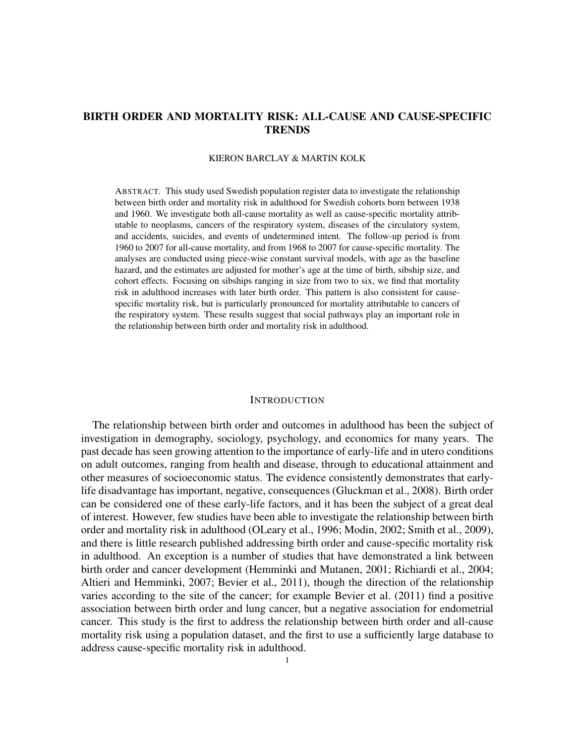# BIRTH ORDER AND MORTALITY RISK: ALL-CAUSE AND CAUSE-SPECIFIC TRENDS

KIERON BARCLAY & MARTIN KOLK

ABSTRACT. This study used Swedish population register data to investigate the relationship between birth order and mortality risk in adulthood for Swedish cohorts born between 1938 and 1960. We investigate both all-cause mortality as well as cause-specific mortality attributable to neoplasms, cancers of the respiratory system, diseases of the circulatory system, and accidents, suicides, and events of undetermined intent. The follow-up period is from 1960 to 2007 for all-cause mortality, and from 1968 to 2007 for cause-specific mortality. The analyses are conducted using piece-wise constant survival models, with age as the baseline hazard, and the estimates are adjusted for mother's age at the time of birth, sibship size, and cohort effects. Focusing on sibships ranging in size from two to six, we find that mortality risk in adulthood increases with later birth order. This pattern is also consistent for cause-specific mortality risk, but is particularly pronounced for mortality attributable to cancers of the respiratory system. These results suggest that social pathways play an important role in the relationship between birth order and mortality risk in adulthood.

## INTRODUCTION

The relationship between birth order and outcomes in adulthood has been the subject of investigation in demography, sociology, psychology, and economics for many years. The past decade has seen growing attention to the importance of early-life and in utero conditions on adult outcomes, ranging from health and disease, through to educational attainment and other measures of socioeconomic status. The evidence consistently demonstrates that early-life disadvantage has important, negative, consequences (Gluckman et al., 2008). Birth order can be considered one of these early-life factors, and it has been the subject of a great deal of interest. However, few studies have been able to investigate the relationship between birth order and mortality risk in adulthood (OLeary et al., 1996; Modin, 2002; Smith et al., 2009), and there is little research published addressing birth order and cause-specific mortality risk in adulthood. An exception is a number of studies that have demonstrated a link between birth order and cancer development (Hemminki and Mutanen, 2001; Richiardi et al., 2004; Altieri and Hemminki, 2007; Bevier et al., 2011), though the direction of the relationship varies according to the site of the cancer; for example Bevier et al. (2011) find a positive association between birth order and lung cancer, but a negative association for endometrial cancer. This study is the first to address the relationship between birth order and all-cause mortality risk using a population dataset, and the first to use a sufficiently large database to address cause-specific mortality risk in adulthood.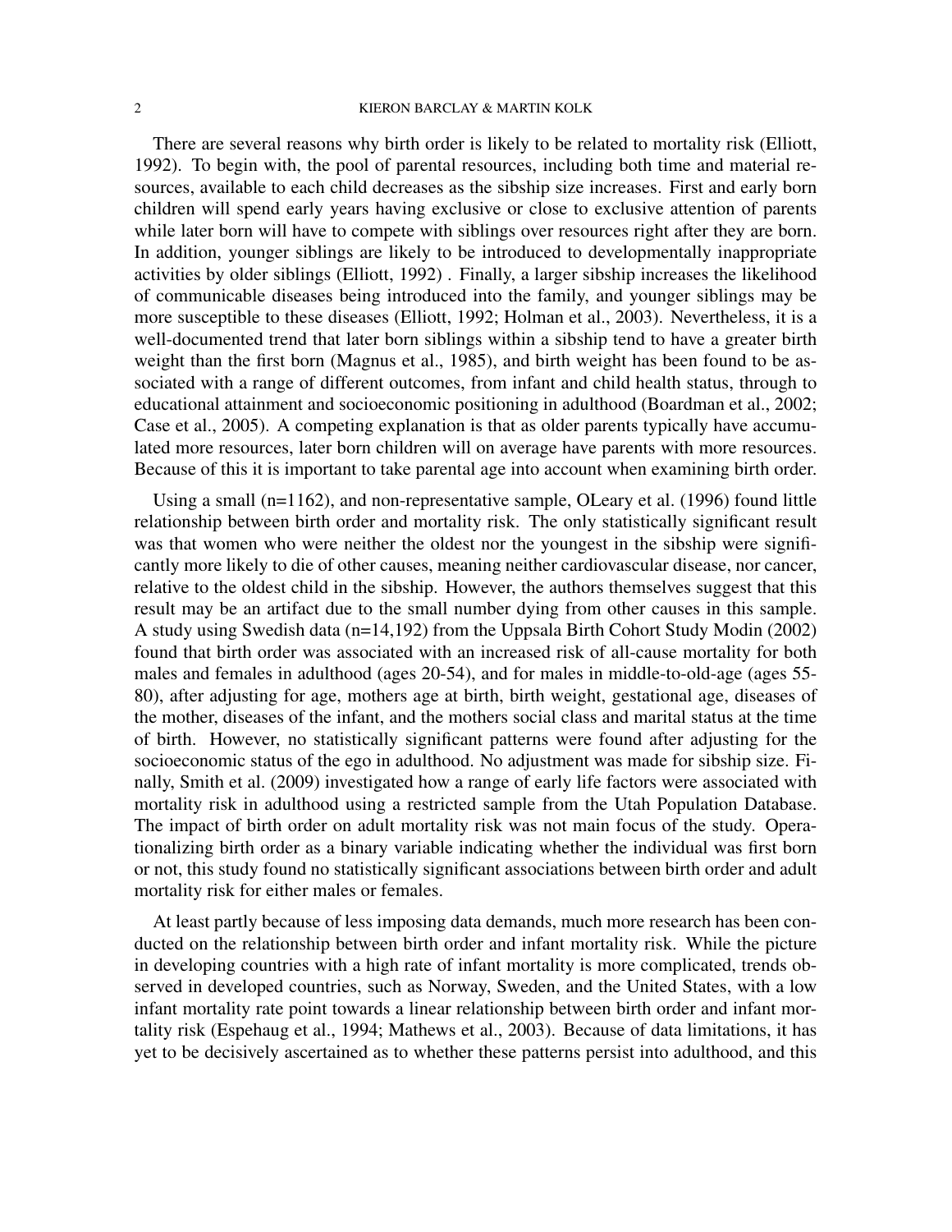There are several reasons why birth order is likely to be related to mortality risk (Elliott, 1992). To begin with, the pool of parental resources, including both time and material resources, available to each child decreases as the sibship size increases. First and early born children will spend early years having exclusive or close to exclusive attention of parents while later born will have to compete with siblings over resources right after they are born. In addition, younger siblings are likely to be introduced to developmentally inappropriate activities by older siblings (Elliott, 1992) . Finally, a larger sibship increases the likelihood of communicable diseases being introduced into the family, and younger siblings may be more susceptible to these diseases (Elliott, 1992; Holman et al., 2003). Nevertheless, it is a well-documented trend that later born siblings within a sibship tend to have a greater birth weight than the first born (Magnus et al., 1985), and birth weight has been found to be associated with a range of different outcomes, from infant and child health status, through to educational attainment and socioeconomic positioning in adulthood (Boardman et al., 2002; Case et al., 2005). A competing explanation is that as older parents typically have accumulated more resources, later born children will on average have parents with more resources. Because of this it is important to take parental age into account when examining birth order.

Using a small (n=1162), and non-representative sample, OLeary et al. (1996) found little relationship between birth order and mortality risk. The only statistically significant result was that women who were neither the oldest nor the youngest in the sibship were significantly more likely to die of other causes, meaning neither cardiovascular disease, nor cancer, relative to the oldest child in the sibship. However, the authors themselves suggest that this result may be an artifact due to the small number dying from other causes in this sample. A study using Swedish data (n=14,192) from the Uppsala Birth Cohort Study Modin (2002) found that birth order was associated with an increased risk of all-cause mortality for both males and females in adulthood (ages 20-54), and for males in middle-to-old-age (ages 55-80), after adjusting for age, mothers age at birth, birth weight, gestational age, diseases of the mother, diseases of the infant, and the mothers social class and marital status at the time of birth. However, no statistically significant patterns were found after adjusting for the socioeconomic status of the ego in adulthood. No adjustment was made for sibship size. Finally, Smith et al. (2009) investigated how a range of early life factors were associated with mortality risk in adulthood using a restricted sample from the Utah Population Database. The impact of birth order on adult mortality risk was not main focus of the study. Operationalizing birth order as a binary variable indicating whether the individual was first born or not, this study found no statistically significant associations between birth order and adult mortality risk for either males or females.

At least partly because of less imposing data demands, much more research has been conducted on the relationship between birth order and infant mortality risk. While the picture in developing countries with a high rate of infant mortality is more complicated, trends observed in developed countries, such as Norway, Sweden, and the United States, with a low infant mortality rate point towards a linear relationship between birth order and infant mortality risk (Espehaug et al., 1994; Mathews et al., 2003). Because of data limitations, it has yet to be decisively ascertained as to whether these patterns persist into adulthood, and this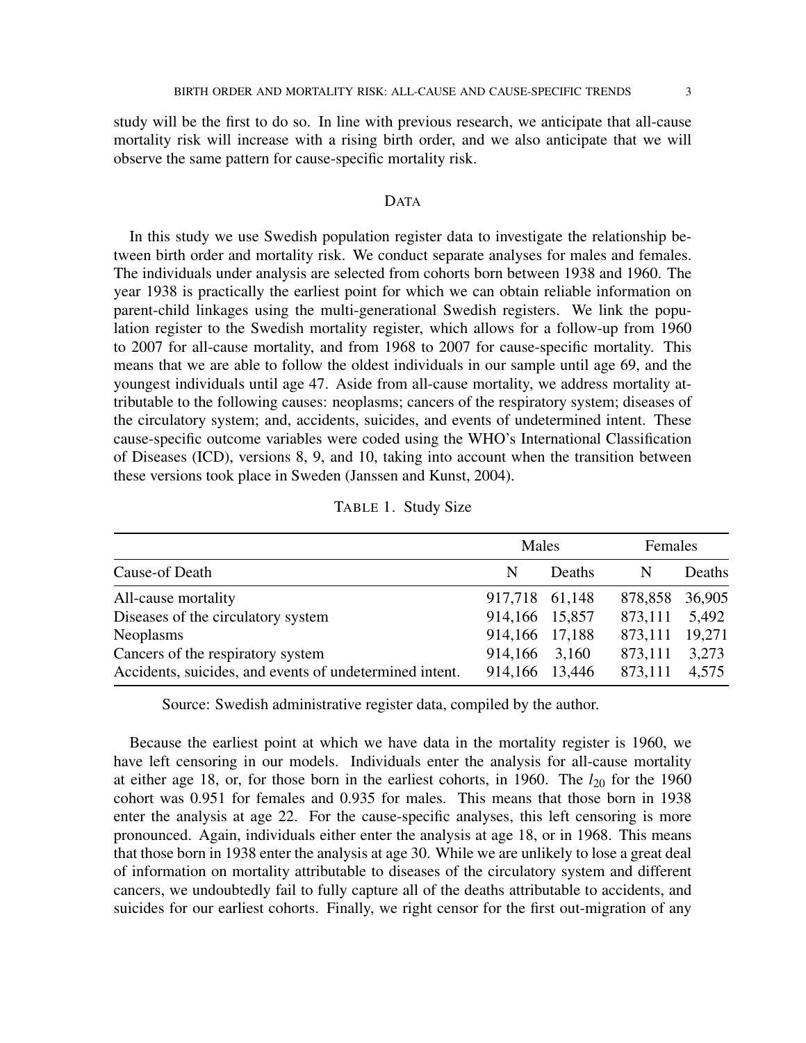study will be the first to do so. In line with previous research, we anticipate that all-cause mortality risk will increase with a rising birth order, and we also anticipate that we will observe the same pattern for cause-specific mortality risk.

## DATA

In this study we use Swedish population register data to investigate the relationship between birth order and mortality risk. We conduct separate analyses for males and females. The individuals under analysis are selected from cohorts born between 1938 and 1960. The year 1938 is practically the earliest point for which we can obtain reliable information on parent-child linkages using the multi-generational Swedish registers. We link the population register to the Swedish mortality register, which allows for a follow-up from 1960 to 2007 for all-cause mortality, and from 1968 to 2007 for cause-specific mortality. This means that we are able to follow the oldest individuals in our sample until age 69, and the youngest individuals until age 47. Aside from all-cause mortality, we address mortality attributable to the following causes: neoplasms; cancers of the respiratory system; diseases of the circulatory system; and, accidents, suicides, and events of undetermined intent. These cause-specific outcome variables were coded using the WHO's International Classification of Diseases (ICD), versions 8, 9, and 10, taking into account when the transition between these versions took place in Sweden (Janssen and Kunst, 2004).

TABLE 1. Study Size

| | Males | | Females | |
|---|---|---|---|---|
| Cause-of Death | N | Deaths | N | Deaths |
| All-cause mortality | 917,718 | 61,148 | 878,858 | 36,905 |
| Diseases of the circulatory system | 914,166 | 15,857 | 873,111 | 5,492 |
| Neoplasms | 914,166 | 17,188 | 873,111 | 19,271 |
| Cancers of the respiratory system | 914,166 | 3,160 | 873,111 | 3,273 |
| Accidents, suicides, and events of undetermined intent. | 914,166 | 13,446 | 873,111 | 4,575 |

Source: Swedish administrative register data, compiled by the author.

Because the earliest point at which we have data in the mortality register is 1960, we have left censoring in our models. Individuals enter the analysis for all-cause mortality at either age 18, or, for those born in the earliest cohorts, in 1960. The $l_{20}$ for the 1960 cohort was 0.951 for females and 0.935 for males. This means that those born in 1938 enter the analysis at age 22. For the cause-specific analyses, this left censoring is more pronounced. Again, individuals either enter the analysis at age 18, or in 1968. This means that those born in 1938 enter the analysis at age 30. While we are unlikely to lose a great deal of information on mortality attributable to diseases of the circulatory system and different cancers, we undoubtedly fail to fully capture all of the deaths attributable to accidents, and suicides for our earliest cohorts. Finally, we right censor for the first out-migration of any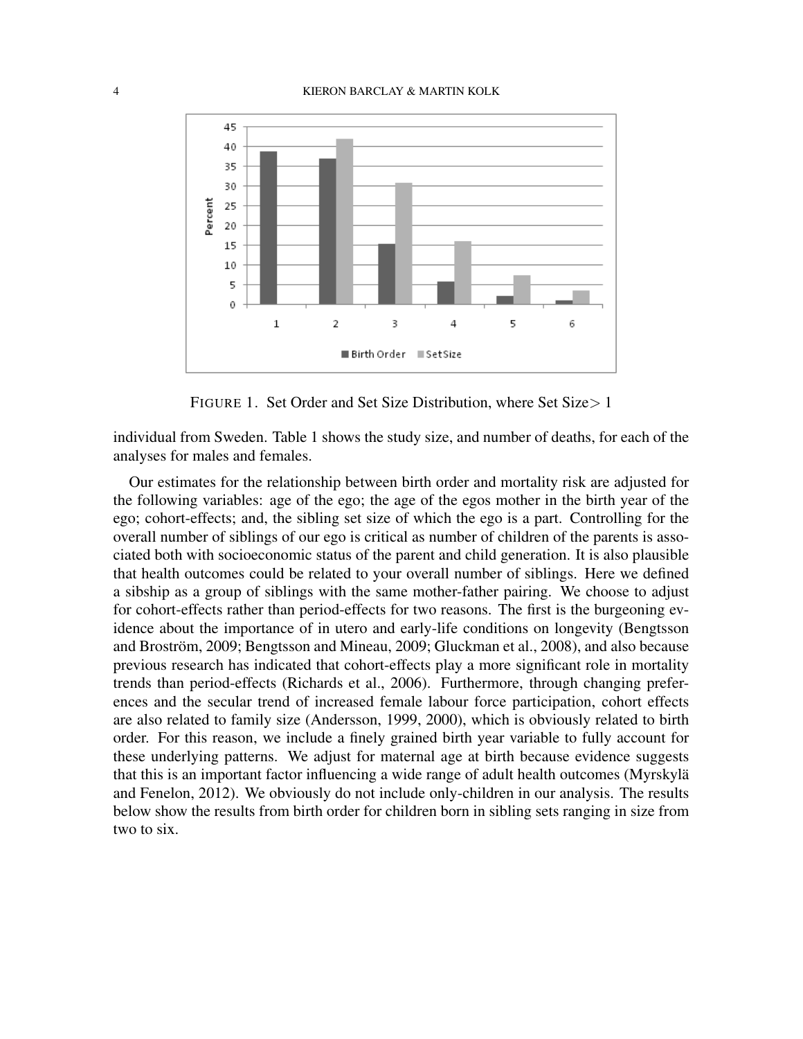FIGURE 1. Set Order and Set Size Distribution, where Set Size$> 1$

individual from Sweden. Table 1 shows the study size, and number of deaths, for each of the analyses for males and females.

Our estimates for the relationship between birth order and mortality risk are adjusted for the following variables: age of the ego; the age of the egos mother in the birth year of the ego; cohort-effects; and, the sibling set size of which the ego is a part. Controlling for the overall number of siblings of our ego is critical as number of children of the parents is associated both with socioeconomic status of the parent and child generation. It is also plausible that health outcomes could be related to your overall number of siblings. Here we defined a sibship as a group of siblings with the same mother-father pairing. We choose to adjust for cohort-effects rather than period-effects for two reasons. The first is the burgeoning evidence about the importance of in utero and early-life conditions on longevity (Bengtsson and Broström, 2009; Bengtsson and Mineau, 2009; Gluckman et al., 2008), and also because previous research has indicated that cohort-effects play a more significant role in mortality trends than period-effects (Richards et al., 2006). Furthermore, through changing preferences and the secular trend of increased female labour force participation, cohort effects are also related to family size (Andersson, 1999, 2000), which is obviously related to birth order. For this reason, we include a finely grained birth year variable to fully account for these underlying patterns. We adjust for maternal age at birth because evidence suggests that this is an important factor influencing a wide range of adult health outcomes (Myrskylä and Fenelon, 2012). We obviously do not include only-children in our analysis. The results below show the results from birth order for children born in sibling sets ranging in size from two to six.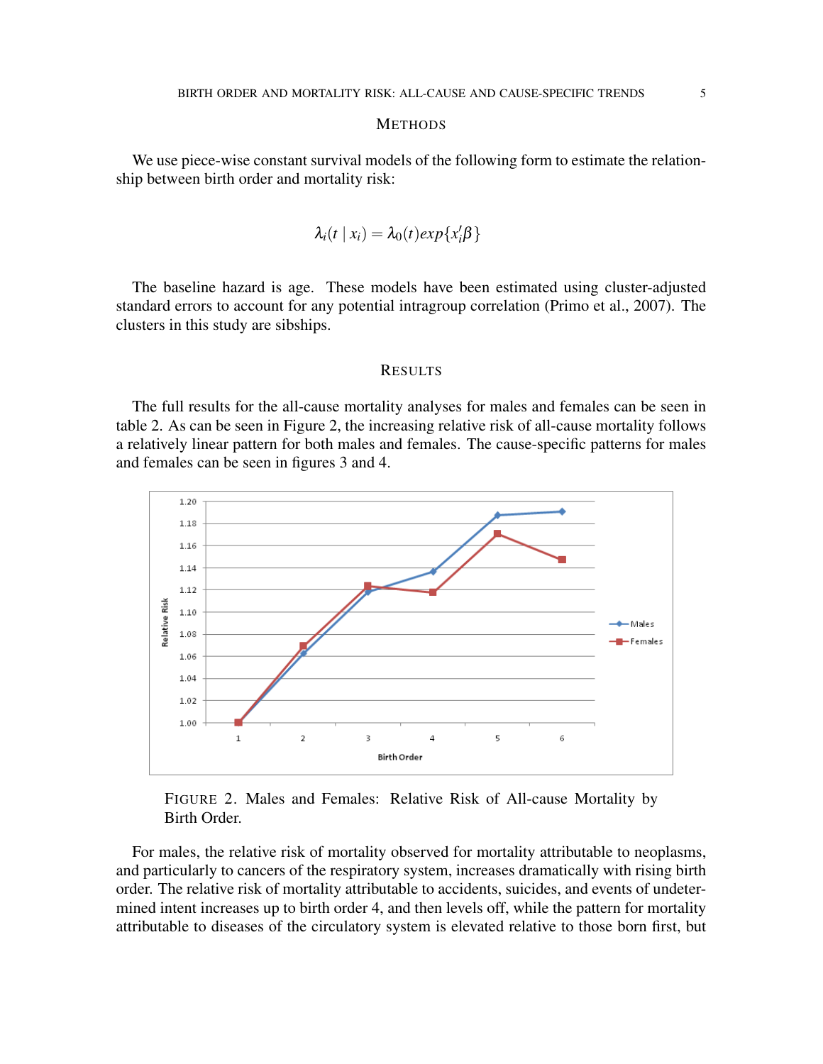## Methods

We use piece-wise constant survival models of the following form to estimate the relationship between birth order and mortality risk:

$$\lambda_i(t \mid x_i) = \lambda_0(t) exp\{x_i'\beta\}$$

The baseline hazard is age. These models have been estimated using cluster-adjusted standard errors to account for any potential intragroup correlation (Primo et al., 2007). The clusters in this study are sibships.

## Results

The full results for the all-cause mortality analyses for males and females can be seen in table 2. As can be seen in Figure 2, the increasing relative risk of all-cause mortality follows a relatively linear pattern for both males and females. The cause-specific patterns for males and females can be seen in figures 3 and 4.

FIGURE 2. Males and Females: Relative Risk of All-cause Mortality by Birth Order.

For males, the relative risk of mortality observed for mortality attributable to neoplasms, and particularly to cancers of the respiratory system, increases dramatically with rising birth order. The relative risk of mortality attributable to accidents, suicides, and events of undetermined intent increases up to birth order 4, and then levels off, while the pattern for mortality attributable to diseases of the circulatory system is elevated relative to those born first, but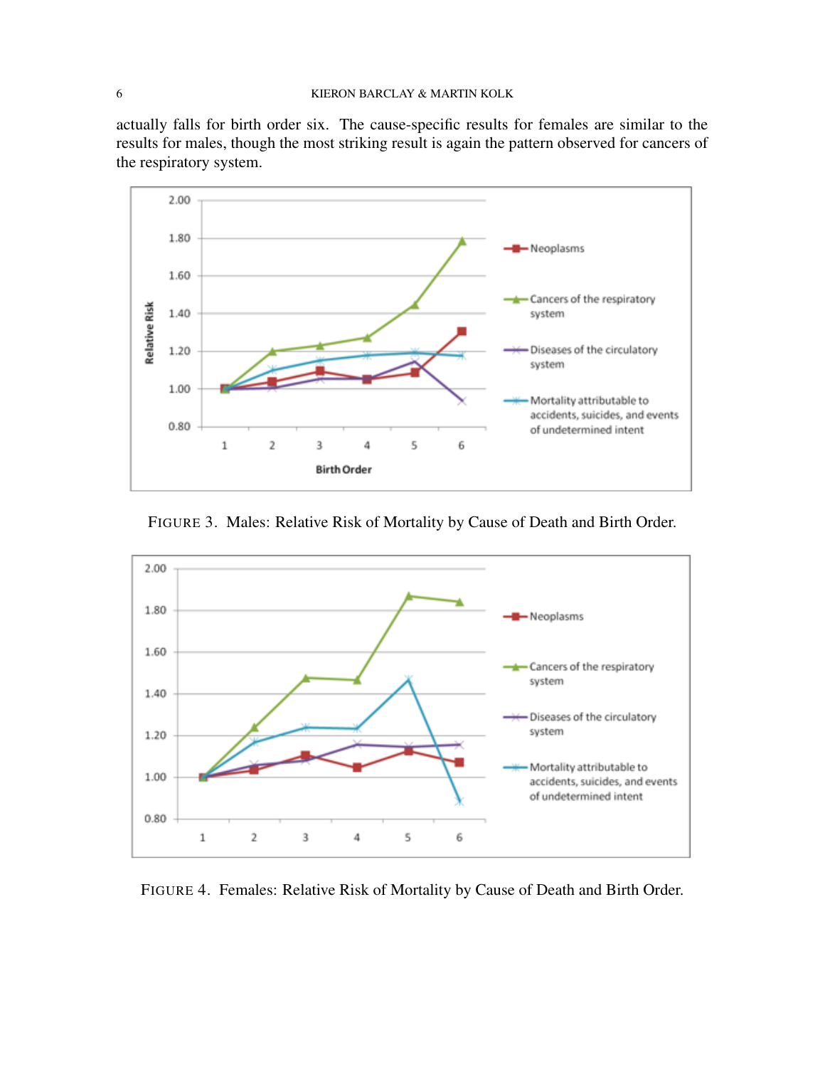actually falls for birth order six. The cause-specific results for females are similar to the results for males, though the most striking result is again the pattern observed for cancers of the respiratory system.

FIGURE 3. Males: Relative Risk of Mortality by Cause of Death and Birth Order.

FIGURE 4. Females: Relative Risk of Mortality by Cause of Death and Birth Order.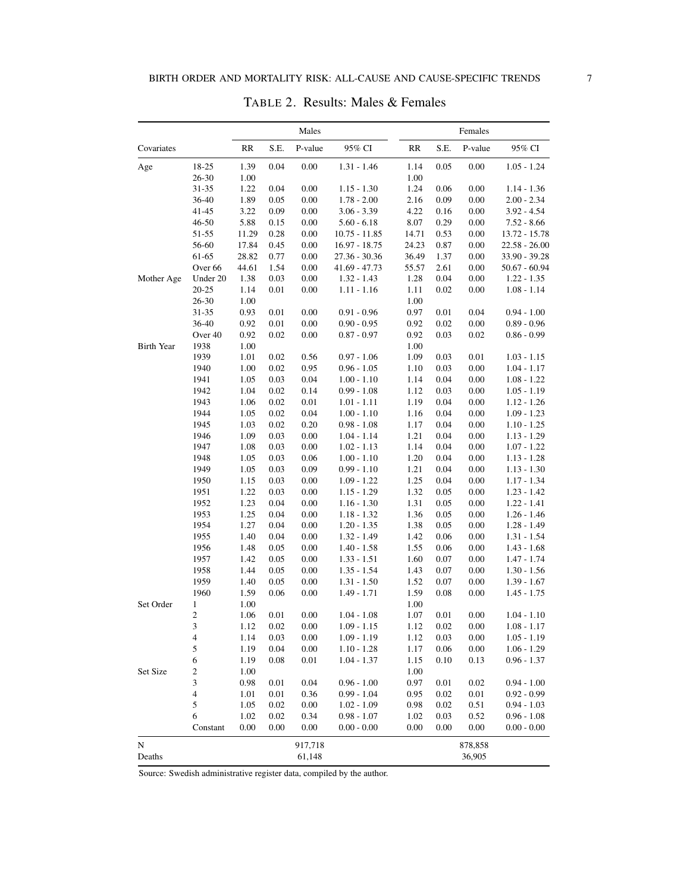TABLE 2. Results: Males & Females

| Covariates | | Males | | | | Females | | | |
|---|---|---|---|---|---|---|---|---|---|
| | | RR | S.E. | P-value | 95% CI | RR | S.E. | P-value | 95% CI |
| Age | 18-25 | 1.39 | 0.04 | 0.00 | 1.31 - 1.46 | 1.14 | 0.05 | 0.00 | 1.05 - 1.24 |
| | 26-30 | 1.00 | | | | 1.00 | | | |
| | 31-35 | 1.22 | 0.04 | 0.00 | 1.15 - 1.30 | 1.24 | 0.06 | 0.00 | 1.14 - 1.36 |
| | 36-40 | 1.89 | 0.05 | 0.00 | 1.78 - 2.00 | 2.16 | 0.09 | 0.00 | 2.00 - 2.34 |
| | 41-45 | 3.22 | 0.09 | 0.00 | 3.06 - 3.39 | 4.22 | 0.16 | 0.00 | 3.92 - 4.54 |
| | 46-50 | 5.88 | 0.15 | 0.00 | 5.60 - 6.18 | 8.07 | 0.29 | 0.00 | 7.52 - 8.66 |
| | 51-55 | 11.29 | 0.28 | 0.00 | 10.75 - 11.85 | 14.71 | 0.53 | 0.00 | 13.72 - 15.78 |
| | 56-60 | 17.84 | 0.45 | 0.00 | 16.97 - 18.75 | 24.23 | 0.87 | 0.00 | 22.58 - 26.00 |
| | 61-65 | 28.82 | 0.77 | 0.00 | 27.36 - 30.36 | 36.49 | 1.37 | 0.00 | 33.90 - 39.28 |
| | Over 66 | 44.61 | 1.54 | 0.00 | 41.69 - 47.73 | 55.57 | 2.61 | 0.00 | 50.67 - 60.94 |
| Mother Age | Under 20 | 1.38 | 0.03 | 0.00 | 1.32 - 1.43 | 1.28 | 0.04 | 0.00 | 1.22 - 1.35 |
| | 20-25 | 1.14 | 0.01 | 0.00 | 1.11 - 1.16 | 1.11 | 0.02 | 0.00 | 1.08 - 1.14 |
| | 26-30 | 1.00 | | | | 1.00 | | | |
| | 31-35 | 0.93 | 0.01 | 0.00 | 0.91 - 0.96 | 0.97 | 0.01 | 0.04 | 0.94 - 1.00 |
| | 36-40 | 0.92 | 0.01 | 0.00 | 0.90 - 0.95 | 0.92 | 0.02 | 0.00 | 0.89 - 0.96 |
| | Over 40 | 0.92 | 0.02 | 0.00 | 0.87 - 0.97 | 0.92 | 0.03 | 0.02 | 0.86 - 0.99 |
| Birth Year | 1938 | 1.00 | | | | 1.00 | | | |
| | 1939 | 1.01 | 0.02 | 0.56 | 0.97 - 1.06 | 1.09 | 0.03 | 0.01 | 1.03 - 1.15 |
| | 1940 | 1.00 | 0.02 | 0.95 | 0.96 - 1.05 | 1.10 | 0.03 | 0.00 | 1.04 - 1.17 |
| | 1941 | 1.05 | 0.03 | 0.04 | 1.00 - 1.10 | 1.14 | 0.04 | 0.00 | 1.08 - 1.22 |
| | 1942 | 1.04 | 0.02 | 0.14 | 0.99 - 1.08 | 1.12 | 0.03 | 0.00 | 1.05 - 1.19 |
| | 1943 | 1.06 | 0.02 | 0.01 | 1.01 - 1.11 | 1.19 | 0.04 | 0.00 | 1.12 - 1.26 |
| | 1944 | 1.05 | 0.02 | 0.04 | 1.00 - 1.10 | 1.16 | 0.04 | 0.00 | 1.09 - 1.23 |
| | 1945 | 1.03 | 0.02 | 0.20 | 0.98 - 1.08 | 1.17 | 0.04 | 0.00 | 1.10 - 1.25 |
| | 1946 | 1.09 | 0.03 | 0.00 | 1.04 - 1.14 | 1.21 | 0.04 | 0.00 | 1.13 - 1.29 |
| | 1947 | 1.08 | 0.03 | 0.00 | 1.02 - 1.13 | 1.14 | 0.04 | 0.00 | 1.07 - 1.22 |
| | 1948 | 1.05 | 0.03 | 0.06 | 1.00 - 1.10 | 1.20 | 0.04 | 0.00 | 1.13 - 1.28 |
| | 1949 | 1.05 | 0.03 | 0.09 | 0.99 - 1.10 | 1.21 | 0.04 | 0.00 | 1.13 - 1.30 |
| | 1950 | 1.15 | 0.03 | 0.00 | 1.09 - 1.22 | 1.25 | 0.04 | 0.00 | 1.17 - 1.34 |
| | 1951 | 1.22 | 0.03 | 0.00 | 1.15 - 1.29 | 1.32 | 0.05 | 0.00 | 1.23 - 1.42 |
| | 1952 | 1.23 | 0.04 | 0.00 | 1.16 - 1.30 | 1.31 | 0.05 | 0.00 | 1.22 - 1.41 |
| | 1953 | 1.25 | 0.04 | 0.00 | 1.18 - 1.32 | 1.36 | 0.05 | 0.00 | 1.26 - 1.46 |
| | 1954 | 1.27 | 0.04 | 0.00 | 1.20 - 1.35 | 1.38 | 0.05 | 0.00 | 1.28 - 1.49 |
| | 1955 | 1.40 | 0.04 | 0.00 | 1.32 - 1.49 | 1.42 | 0.06 | 0.00 | 1.31 - 1.54 |
| | 1956 | 1.48 | 0.05 | 0.00 | 1.40 - 1.58 | 1.55 | 0.06 | 0.00 | 1.43 - 1.68 |
| | 1957 | 1.42 | 0.05 | 0.00 | 1.33 - 1.51 | 1.60 | 0.07 | 0.00 | 1.47 - 1.74 |
| | 1958 | 1.44 | 0.05 | 0.00 | 1.35 - 1.54 | 1.43 | 0.07 | 0.00 | 1.30 - 1.56 |
| | 1959 | 1.40 | 0.05 | 0.00 | 1.31 - 1.50 | 1.52 | 0.07 | 0.00 | 1.39 - 1.67 |
| | 1960 | 1.59 | 0.06 | 0.00 | 1.49 - 1.71 | 1.59 | 0.08 | 0.00 | 1.45 - 1.75 |
| Set Order | 1 | 1.00 | | | | 1.00 | | | |
| | 2 | 1.06 | 0.01 | 0.00 | 1.04 - 1.08 | 1.07 | 0.01 | 0.00 | 1.04 - 1.10 |
| | 3 | 1.12 | 0.02 | 0.00 | 1.09 - 1.15 | 1.12 | 0.02 | 0.00 | 1.08 - 1.17 |
| | 4 | 1.14 | 0.03 | 0.00 | 1.09 - 1.19 | 1.12 | 0.03 | 0.00 | 1.05 - 1.19 |
| | 5 | 1.19 | 0.04 | 0.00 | 1.10 - 1.28 | 1.17 | 0.06 | 0.00 | 1.06 - 1.29 |
| | 6 | 1.19 | 0.08 | 0.01 | 1.04 - 1.37 | 1.15 | 0.10 | 0.13 | 0.96 - 1.37 |
| Set Size | 2 | 1.00 | | | | 1.00 | | | |
| | 3 | 0.98 | 0.01 | 0.04 | 0.96 - 1.00 | 0.97 | 0.01 | 0.02 | 0.94 - 1.00 |
| | 4 | 1.01 | 0.01 | 0.36 | 0.99 - 1.04 | 0.95 | 0.02 | 0.01 | 0.92 - 0.99 |
| | 5 | 1.05 | 0.02 | 0.00 | 1.02 - 1.09 | 0.98 | 0.02 | 0.51 | 0.94 - 1.03 |
| | 6 | 1.02 | 0.02 | 0.34 | 0.98 - 1.07 | 1.02 | 0.03 | 0.52 | 0.96 - 1.08 |
| | Constant | 0.00 | 0.00 | 0.00 | 0.00 - 0.00 | 0.00 | 0.00 | 0.00 | 0.00 - 0.00 |
| N | | | | 917,718 | | | | 878,858 | |
| Deaths | | | | 61,148 | | | | 36,905 | |

Source: Swedish administrative register data, compiled by the author.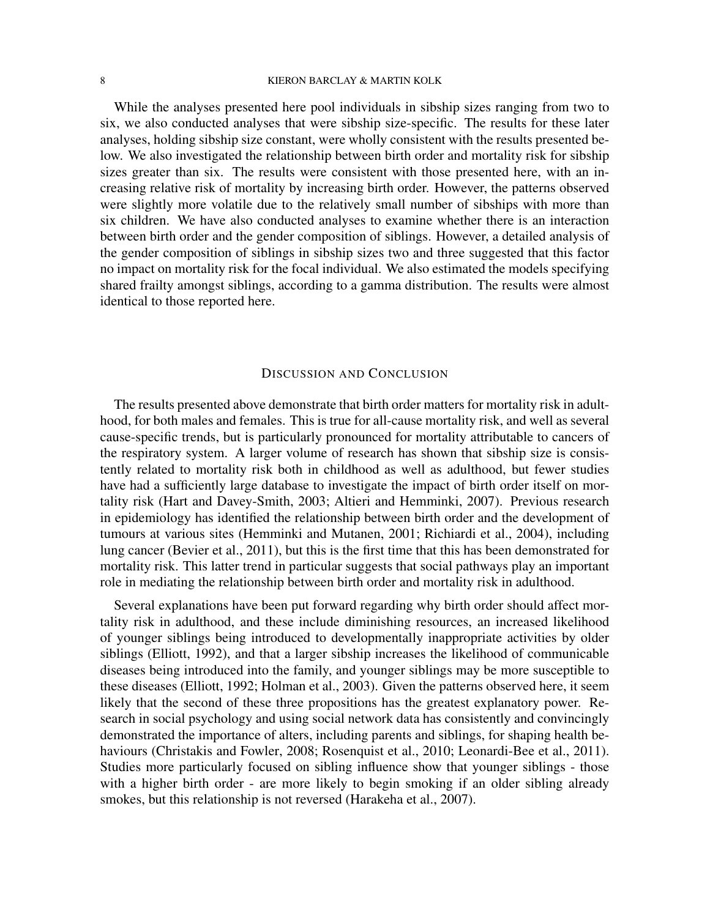While the analyses presented here pool individuals in sibship sizes ranging from two to six, we also conducted analyses that were sibship size-specific. The results for these later analyses, holding sibship size constant, were wholly consistent with the results presented below. We also investigated the relationship between birth order and mortality risk for sibship sizes greater than six. The results were consistent with those presented here, with an increasing relative risk of mortality by increasing birth order. However, the patterns observed were slightly more volatile due to the relatively small number of sibships with more than six children. We have also conducted analyses to examine whether there is an interaction between birth order and the gender composition of siblings. However, a detailed analysis of the gender composition of siblings in sibship sizes two and three suggested that this factor no impact on mortality risk for the focal individual. We also estimated the models specifying shared frailty amongst siblings, according to a gamma distribution. The results were almost identical to those reported here.

## Discussion and Conclusion

The results presented above demonstrate that birth order matters for mortality risk in adulthood, for both males and females. This is true for all-cause mortality risk, and well as several cause-specific trends, but is particularly pronounced for mortality attributable to cancers of the respiratory system. A larger volume of research has shown that sibship size is consistently related to mortality risk both in childhood as well as adulthood, but fewer studies have had a sufficiently large database to investigate the impact of birth order itself on mortality risk (Hart and Davey-Smith, 2003; Altieri and Hemminki, 2007). Previous research in epidemiology has identified the relationship between birth order and the development of tumours at various sites (Hemminki and Mutanen, 2001; Richiardi et al., 2004), including lung cancer (Bevier et al., 2011), but this is the first time that this has been demonstrated for mortality risk. This latter trend in particular suggests that social pathways play an important role in mediating the relationship between birth order and mortality risk in adulthood.

Several explanations have been put forward regarding why birth order should affect mortality risk in adulthood, and these include diminishing resources, an increased likelihood of younger siblings being introduced to developmentally inappropriate activities by older siblings (Elliott, 1992), and that a larger sibship increases the likelihood of communicable diseases being introduced into the family, and younger siblings may be more susceptible to these diseases (Elliott, 1992; Holman et al., 2003). Given the patterns observed here, it seem likely that the second of these three propositions has the greatest explanatory power. Research in social psychology and using social network data has consistently and convincingly demonstrated the importance of alters, including parents and siblings, for shaping health behaviours (Christakis and Fowler, 2008; Rosenquist et al., 2010; Leonardi-Bee et al., 2011). Studies more particularly focused on sibling influence show that younger siblings - those with a higher birth order - are more likely to begin smoking if an older sibling already smokes, but this relationship is not reversed (Harakeha et al., 2007).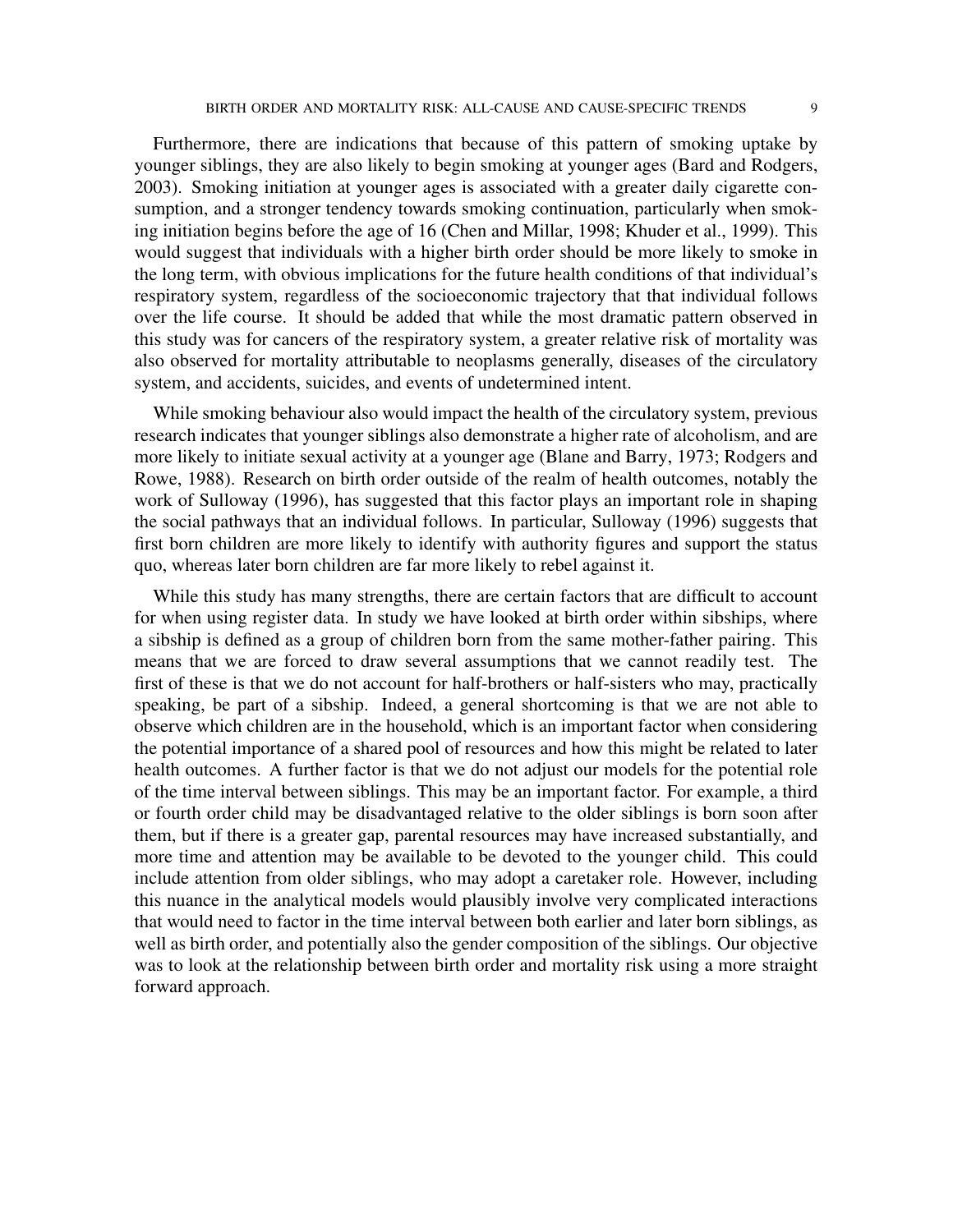Furthermore, there are indications that because of this pattern of smoking uptake by younger siblings, they are also likely to begin smoking at younger ages (Bard and Rodgers, 2003). Smoking initiation at younger ages is associated with a greater daily cigarette consumption, and a stronger tendency towards smoking continuation, particularly when smoking initiation begins before the age of 16 (Chen and Millar, 1998; Khuder et al., 1999). This would suggest that individuals with a higher birth order should be more likely to smoke in the long term, with obvious implications for the future health conditions of that individual's respiratory system, regardless of the socioeconomic trajectory that that individual follows over the life course. It should be added that while the most dramatic pattern observed in this study was for cancers of the respiratory system, a greater relative risk of mortality was also observed for mortality attributable to neoplasms generally, diseases of the circulatory system, and accidents, suicides, and events of undetermined intent.

While smoking behaviour also would impact the health of the circulatory system, previous research indicates that younger siblings also demonstrate a higher rate of alcoholism, and are more likely to initiate sexual activity at a younger age (Blane and Barry, 1973; Rodgers and Rowe, 1988). Research on birth order outside of the realm of health outcomes, notably the work of Sulloway (1996), has suggested that this factor plays an important role in shaping the social pathways that an individual follows. In particular, Sulloway (1996) suggests that first born children are more likely to identify with authority figures and support the status quo, whereas later born children are far more likely to rebel against it.

While this study has many strengths, there are certain factors that are difficult to account for when using register data. In study we have looked at birth order within sibships, where a sibship is defined as a group of children born from the same mother-father pairing. This means that we are forced to draw several assumptions that we cannot readily test. The first of these is that we do not account for half-brothers or half-sisters who may, practically speaking, be part of a sibship. Indeed, a general shortcoming is that we are not able to observe which children are in the household, which is an important factor when considering the potential importance of a shared pool of resources and how this might be related to later health outcomes. A further factor is that we do not adjust our models for the potential role of the time interval between siblings. This may be an important factor. For example, a third or fourth order child may be disadvantaged relative to the older siblings is born soon after them, but if there is a greater gap, parental resources may have increased substantially, and more time and attention may be available to be devoted to the younger child. This could include attention from older siblings, who may adopt a caretaker role. However, including this nuance in the analytical models would plausibly involve very complicated interactions that would need to factor in the time interval between both earlier and later born siblings, as well as birth order, and potentially also the gender composition of the siblings. Our objective was to look at the relationship between birth order and mortality risk using a more straight forward approach.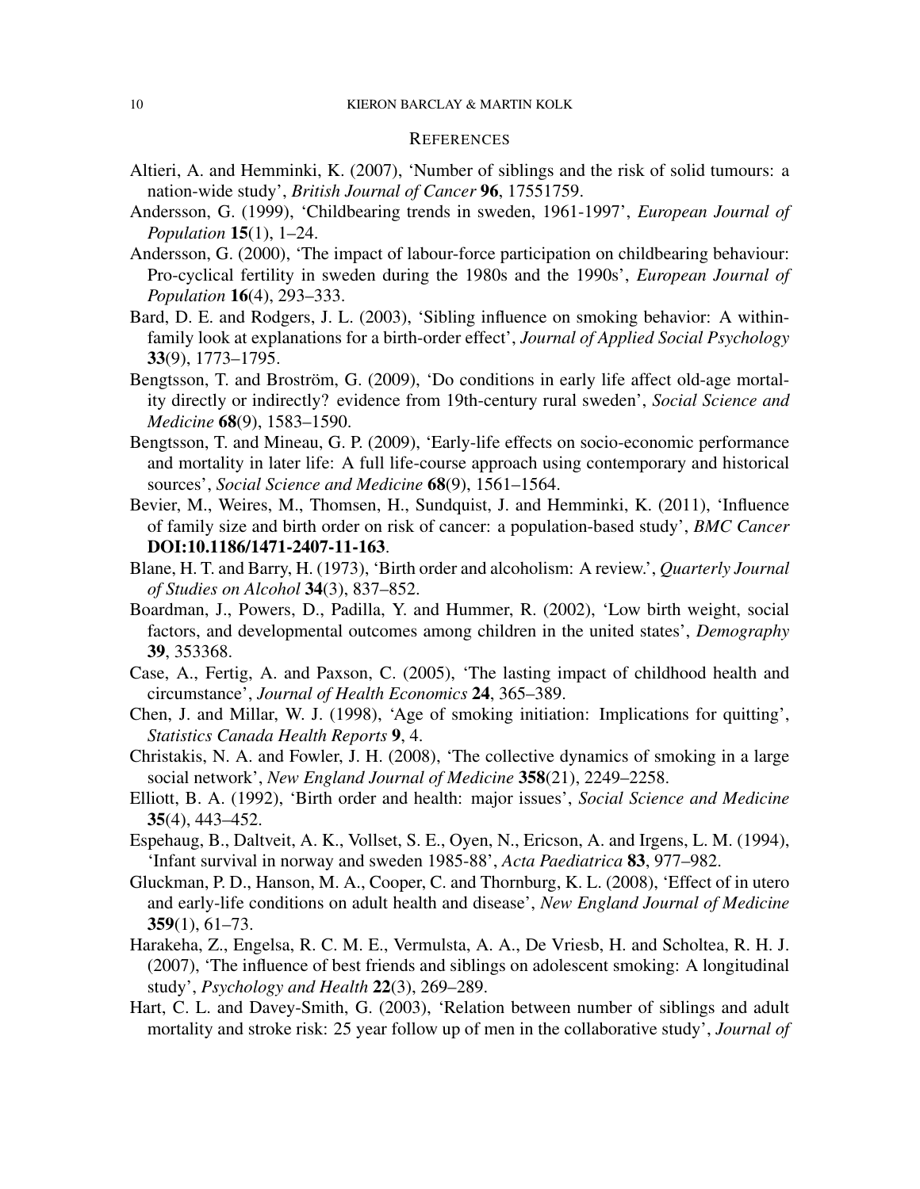## REFERENCES

Altieri, A. and Hemminki, K. (2007), 'Number of siblings and the risk of solid tumours: a nation-wide study', *British Journal of Cancer* **96**, 17551759.

Andersson, G. (1999), 'Childbearing trends in sweden, 1961-1997', *European Journal of Population* **15**(1), 1–24.

Andersson, G. (2000), 'The impact of labour-force participation on childbearing behaviour: Pro-cyclical fertility in sweden during the 1980s and the 1990s', *European Journal of Population* **16**(4), 293–333.

Bard, D. E. and Rodgers, J. L. (2003), 'Sibling influence on smoking behavior: A within-family look at explanations for a birth-order effect', *Journal of Applied Social Psychology* **33**(9), 1773–1795.

Bengtsson, T. and Broström, G. (2009), 'Do conditions in early life affect old-age mortality directly or indirectly? evidence from 19th-century rural sweden', *Social Science and Medicine* **68**(9), 1583–1590.

Bengtsson, T. and Mineau, G. P. (2009), 'Early-life effects on socio-economic performance and mortality in later life: A full life-course approach using contemporary and historical sources', *Social Science and Medicine* **68**(9), 1561–1564.

Bevier, M., Weires, M., Thomsen, H., Sundquist, J. and Hemminki, K. (2011), 'Influence of family size and birth order on risk of cancer: a population-based study', *BMC Cancer* **DOI:10.1186/1471-2407-11-163**.

Blane, H. T. and Barry, H. (1973), 'Birth order and alcoholism: A review.', *Quarterly Journal of Studies on Alcohol* **34**(3), 837–852.

Boardman, J., Powers, D., Padilla, Y. and Hummer, R. (2002), 'Low birth weight, social factors, and developmental outcomes among children in the united states', *Demography* **39**, 353368.

Case, A., Fertig, A. and Paxson, C. (2005), 'The lasting impact of childhood health and circumstance', *Journal of Health Economics* **24**, 365–389.

Chen, J. and Millar, W. J. (1998), 'Age of smoking initiation: Implications for quitting', *Statistics Canada Health Reports* **9**, 4.

Christakis, N. A. and Fowler, J. H. (2008), 'The collective dynamics of smoking in a large social network', *New England Journal of Medicine* **358**(21), 2249–2258.

Elliott, B. A. (1992), 'Birth order and health: major issues', *Social Science and Medicine* **35**(4), 443–452.

Espehaug, B., Daltveit, A. K., Vollset, S. E., Oyen, N., Ericson, A. and Irgens, L. M. (1994), 'Infant survival in norway and sweden 1985-88', *Acta Paediatrica* **83**, 977–982.

Gluckman, P. D., Hanson, M. A., Cooper, C. and Thornburg, K. L. (2008), 'Effect of in utero and early-life conditions on adult health and disease', *New England Journal of Medicine* **359**(1), 61–73.

Harakeha, Z., Engelsa, R. C. M. E., Vermulsta, A. A., De Vriesb, H. and Scholtea, R. H. J. (2007), 'The influence of best friends and siblings on adolescent smoking: A longitudinal study', *Psychology and Health* **22**(3), 269–289.

Hart, C. L. and Davey-Smith, G. (2003), 'Relation between number of siblings and adult mortality and stroke risk: 25 year follow up of men in the collaborative study', *Journal of*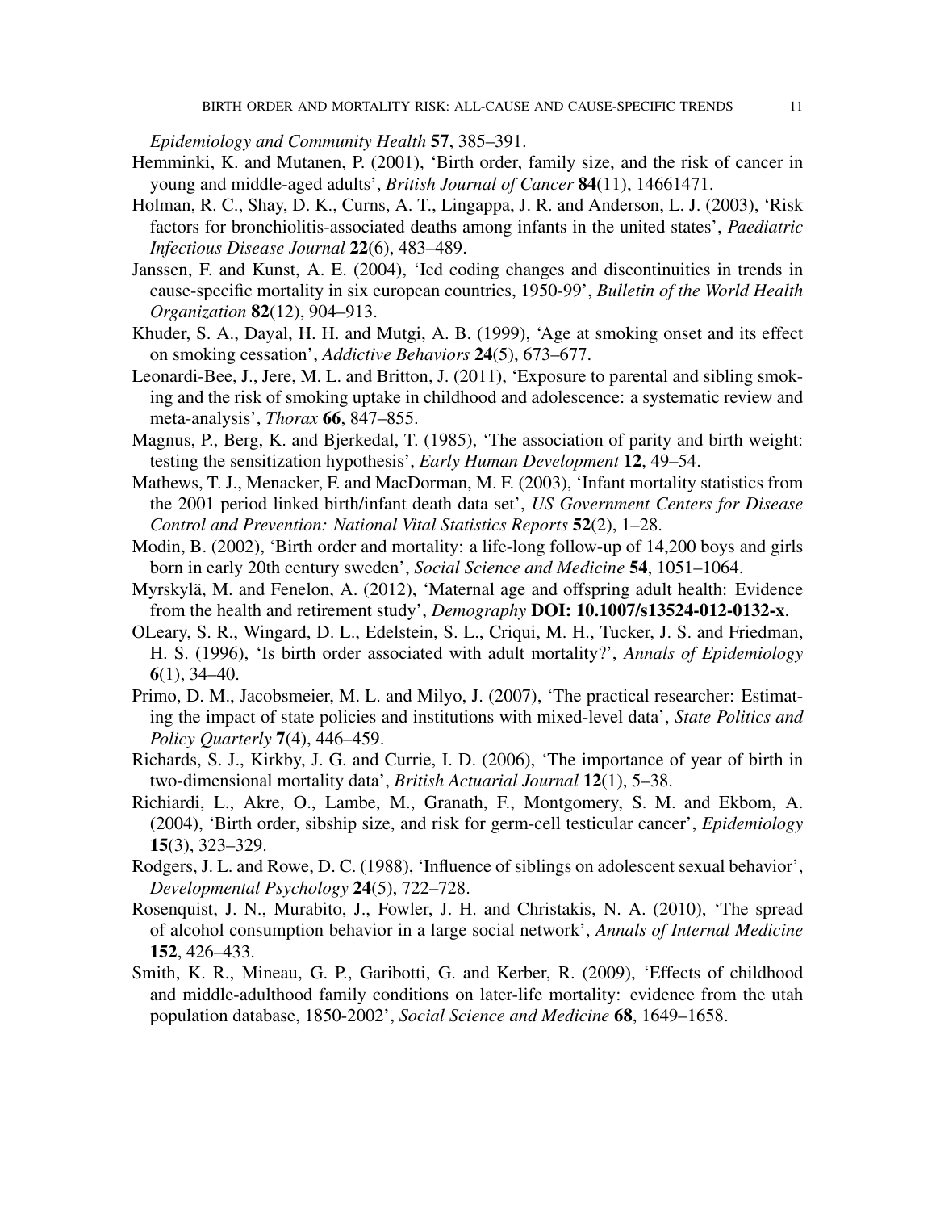*Epidemiology and Community Health* **57**, 385–391.

Hemminki, K. and Mutanen, P. (2001), 'Birth order, family size, and the risk of cancer in young and middle-aged adults', *British Journal of Cancer* **84**(11), 14661471.

Holman, R. C., Shay, D. K., Curns, A. T., Lingappa, J. R. and Anderson, L. J. (2003), 'Risk factors for bronchiolitis-associated deaths among infants in the united states', *Paediatric Infectious Disease Journal* **22**(6), 483–489.

Janssen, F. and Kunst, A. E. (2004), 'Icd coding changes and discontinuities in trends in cause-specific mortality in six european countries, 1950-99', *Bulletin of the World Health Organization* **82**(12), 904–913.

Khuder, S. A., Dayal, H. H. and Mutgi, A. B. (1999), 'Age at smoking onset and its effect on smoking cessation', *Addictive Behaviors* **24**(5), 673–677.

Leonardi-Bee, J., Jere, M. L. and Britton, J. (2011), 'Exposure to parental and sibling smoking and the risk of smoking uptake in childhood and adolescence: a systematic review and meta-analysis', *Thorax* **66**, 847–855.

Magnus, P., Berg, K. and Bjerkedal, T. (1985), 'The association of parity and birth weight: testing the sensitization hypothesis', *Early Human Development* **12**, 49–54.

Mathews, T. J., Menacker, F. and MacDorman, M. F. (2003), 'Infant mortality statistics from the 2001 period linked birth/infant death data set', *US Government Centers for Disease Control and Prevention: National Vital Statistics Reports* **52**(2), 1–28.

Modin, B. (2002), 'Birth order and mortality: a life-long follow-up of 14,200 boys and girls born in early 20th century sweden', *Social Science and Medicine* **54**, 1051–1064.

Myrskylä, M. and Fenelon, A. (2012), 'Maternal age and offspring adult health: Evidence from the health and retirement study', *Demography* **DOI: 10.1007/s13524-012-0132-x**.

OLeary, S. R., Wingard, D. L., Edelstein, S. L., Criqui, M. H., Tucker, J. S. and Friedman, H. S. (1996), 'Is birth order associated with adult mortality?', *Annals of Epidemiology* **6**(1), 34–40.

Primo, D. M., Jacobsmeier, M. L. and Milyo, J. (2007), 'The practical researcher: Estimating the impact of state policies and institutions with mixed-level data', *State Politics and Policy Quarterly* **7**(4), 446–459.

Richards, S. J., Kirkby, J. G. and Currie, I. D. (2006), 'The importance of year of birth in two-dimensional mortality data', *British Actuarial Journal* **12**(1), 5–38.

Richiardi, L., Akre, O., Lambe, M., Granath, F., Montgomery, S. M. and Ekbom, A. (2004), 'Birth order, sibship size, and risk for germ-cell testicular cancer', *Epidemiology* **15**(3), 323–329.

Rodgers, J. L. and Rowe, D. C. (1988), 'Influence of siblings on adolescent sexual behavior', *Developmental Psychology* **24**(5), 722–728.

Rosenquist, J. N., Murabito, J., Fowler, J. H. and Christakis, N. A. (2010), 'The spread of alcohol consumption behavior in a large social network', *Annals of Internal Medicine* **152**, 426–433.

Smith, K. R., Mineau, G. P., Garibotti, G. and Kerber, R. (2009), 'Effects of childhood and middle-adulthood family conditions on later-life mortality: evidence from the utah population database, 1850-2002', *Social Science and Medicine* **68**, 1649–1658.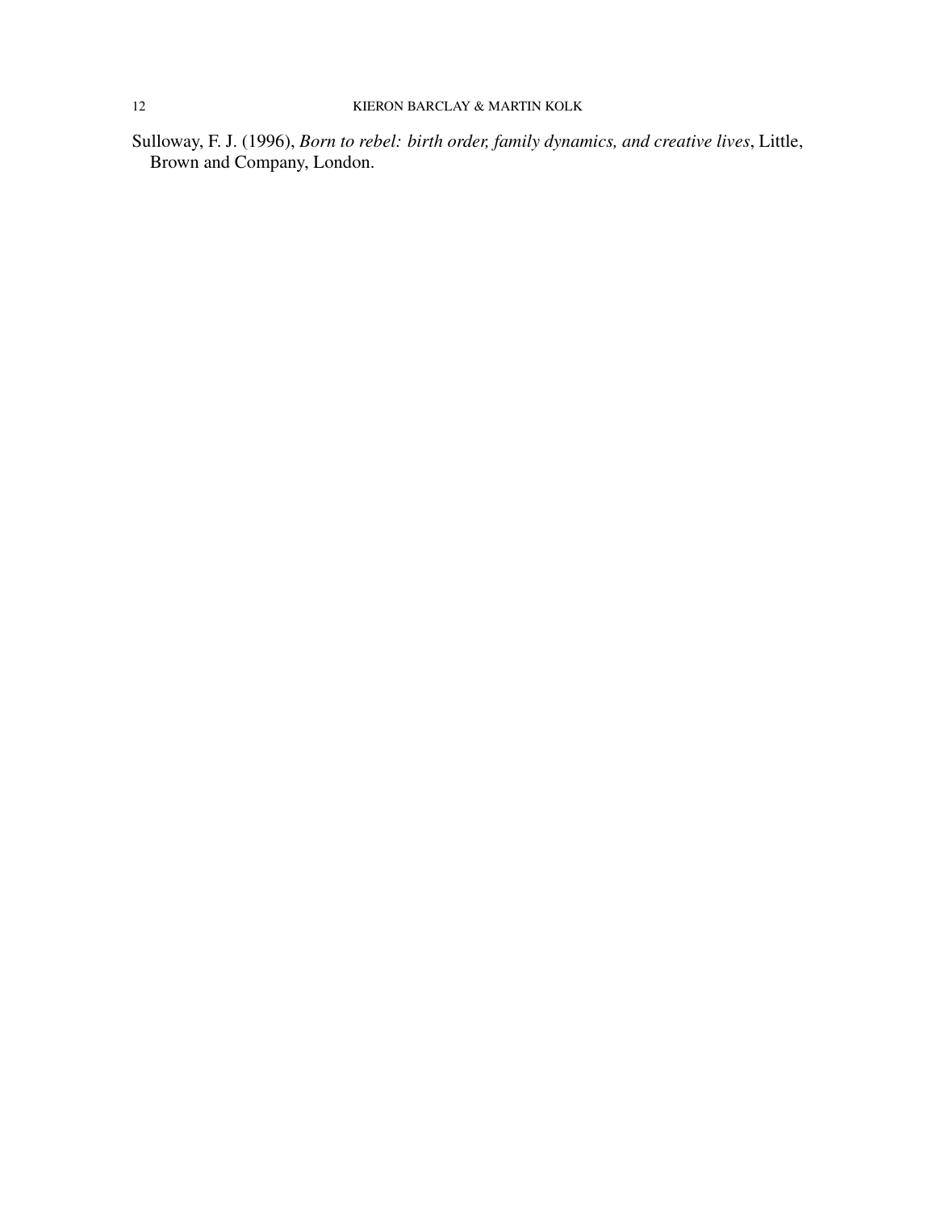Sulloway, F. J. (1996), *Born to rebel: birth order, family dynamics, and creative lives*, Little, Brown and Company, London.